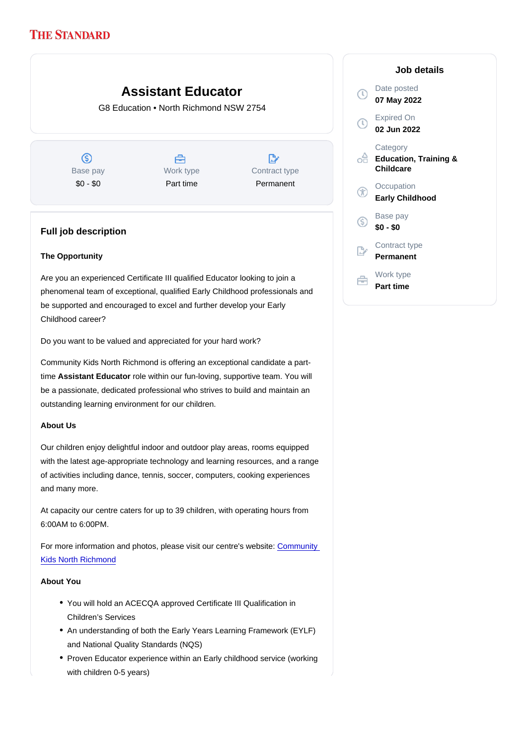# Assistant Educator

G8 Education • North Richmond NSW 2754

| Base pay | Work type | Contract type |
|---|---|---|
| $0 - $0 | Part time | Permanent |

## Job details

Date posted
**07 May 2022**

Expired On
**02 Jun 2022**

Category
**Education, Training & Childcare**

Occupation
**Early Childhood**

Base pay
**$0 - $0**

Contract type
**Permanent**

Work type
**Part time**

## Full job description

**The Opportunity**

Are you an experienced Certificate III qualified Educator looking to join a phenomenal team of exceptional, qualified Early Childhood professionals and be supported and encouraged to excel and further develop your Early Childhood career?

Do you want to be valued and appreciated for your hard work?

Community Kids North Richmond is offering an exceptional candidate a part-time **Assistant Educator** role within our fun-loving, supportive team. You will be a passionate, dedicated professional who strives to build and maintain an outstanding learning environment for our children.

**About Us**

Our children enjoy delightful indoor and outdoor play areas, rooms equipped with the latest age-appropriate technology and learning resources, and a range of activities including dance, tennis, soccer, computers, cooking experiences and many more.

At capacity our centre caters for up to 39 children, with operating hours from 6:00AM to 6:00PM.

For more information and photos, please visit our centre's website: Community Kids North Richmond

**About You**

- You will hold an ACECQA approved Certificate III Qualification in Children's Services
- An understanding of both the Early Years Learning Framework (EYLF) and National Quality Standards (NQS)
- Proven Educator experience within an Early childhood service (working with children 0-5 years)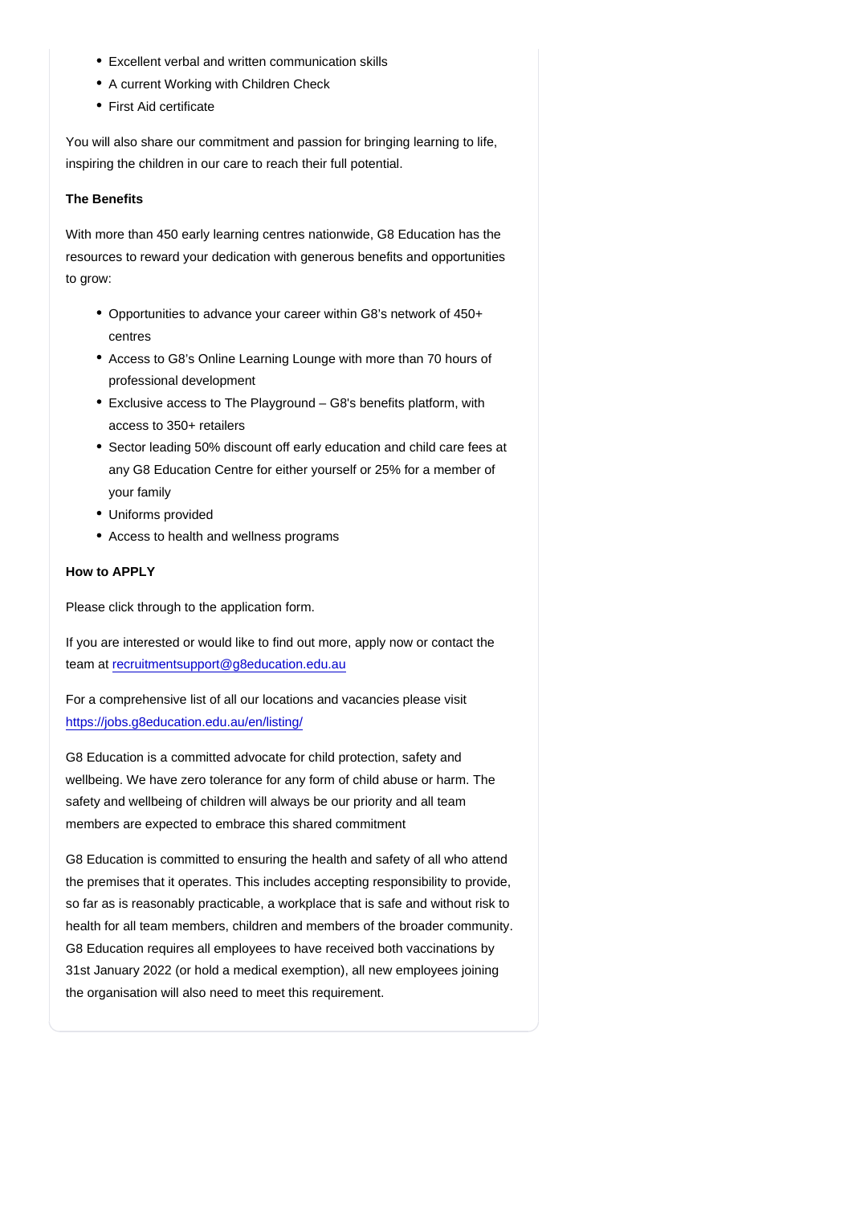- Excellent verbal and written communication skills
- A current Working with Children Check
- First Aid certificate

You will also share our commitment and passion for bringing learning to life, inspiring the children in our care to reach their full potential.

**The Benefits**

With more than 450 early learning centres nationwide, G8 Education has the resources to reward your dedication with generous benefits and opportunities to grow:

- Opportunities to advance your career within G8's network of 450+ centres
- Access to G8's Online Learning Lounge with more than 70 hours of professional development
- Exclusive access to The Playground – G8's benefits platform, with access to 350+ retailers
- Sector leading 50% discount off early education and child care fees at any G8 Education Centre for either yourself or 25% for a member of your family
- Uniforms provided
- Access to health and wellness programs

**How to APPLY**

Please click through to the application form.

If you are interested or would like to find out more, apply now or contact the team at recruitmentsupport@g8education.edu.au

For a comprehensive list of all our locations and vacancies please visit https://jobs.g8education.edu.au/en/listing/

G8 Education is a committed advocate for child protection, safety and wellbeing. We have zero tolerance for any form of child abuse or harm. The safety and wellbeing of children will always be our priority and all team members are expected to embrace this shared commitment

G8 Education is committed to ensuring the health and safety of all who attend the premises that it operates. This includes accepting responsibility to provide, so far as is reasonably practicable, a workplace that is safe and without risk to health for all team members, children and members of the broader community. G8 Education requires all employees to have received both vaccinations by 31st January 2022 (or hold a medical exemption), all new employees joining the organisation will also need to meet this requirement.